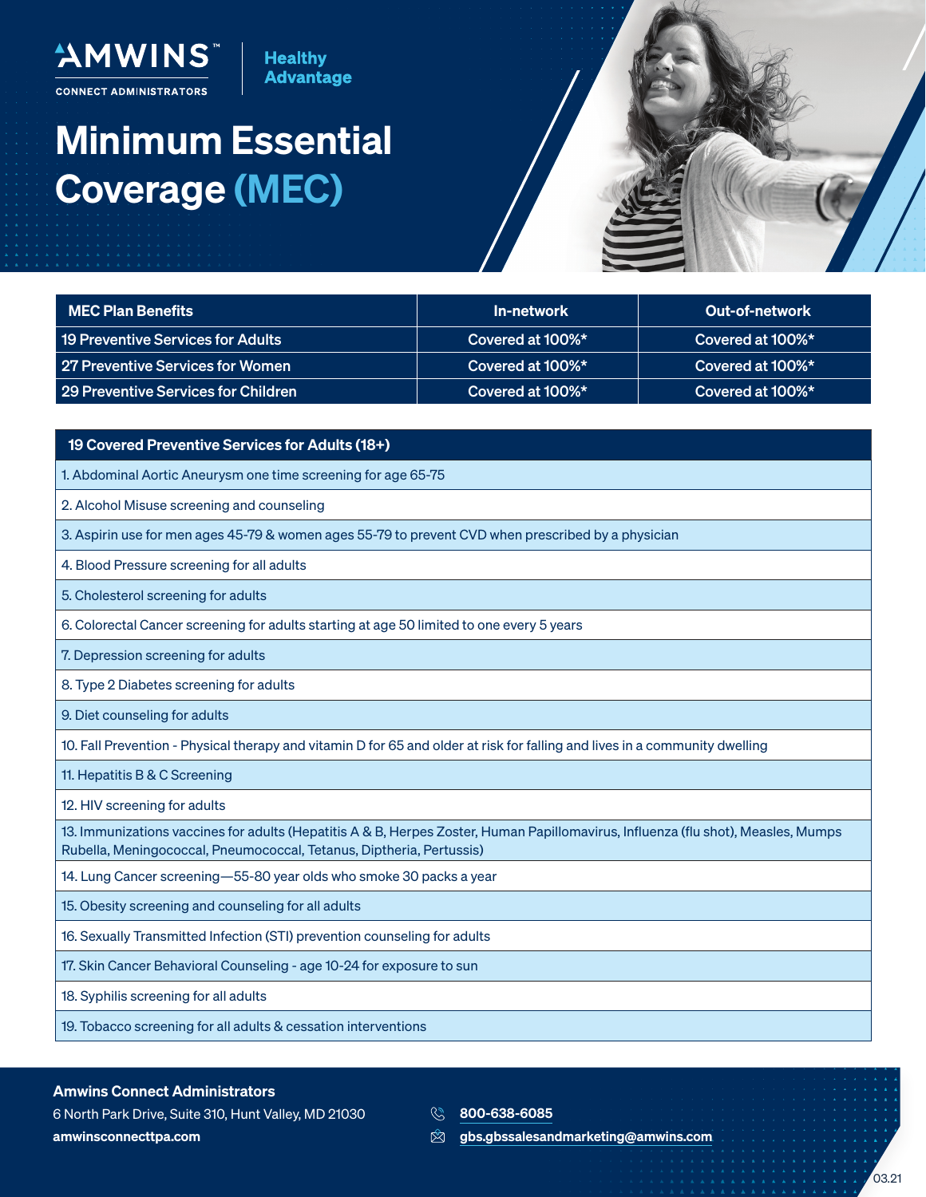AMWINS™
CONNECT ADMINISTRATORS

Healthy Advantage

# Minimum Essential Coverage (MEC)

| MEC Plan Benefits | In-network | Out-of-network |
|---|---|---|
| 19 Preventive Services for Adults | Covered at 100%* | Covered at 100%* |
| 27 Preventive Services for Women | Covered at 100%* | Covered at 100%* |
| 29 Preventive Services for Children | Covered at 100%* | Covered at 100%* |

| 19 Covered Preventive Services for Adults (18+) |
|---|
| 1. Abdominal Aortic Aneurysm one time screening for age 65-75 |
| 2. Alcohol Misuse screening and counseling |
| 3. Aspirin use for men ages 45-79 & women ages 55-79 to prevent CVD when prescribed by a physician |
| 4. Blood Pressure screening for all adults |
| 5. Cholesterol screening for adults |
| 6. Colorectal Cancer screening for adults starting at age 50 limited to one every 5 years |
| 7. Depression screening for adults |
| 8. Type 2 Diabetes screening for adults |
| 9. Diet counseling for adults |
| 10. Fall Prevention - Physical therapy and vitamin D for 65 and older at risk for falling and lives in a community dwelling |
| 11. Hepatitis B & C Screening |
| 12. HIV screening for adults |
| 13. Immunizations vaccines for adults (Hepatitis A & B, Herpes Zoster, Human Papillomavirus, Influenza (flu shot), Measles, Mumps Rubella, Meningococcal, Pneumococcal, Tetanus, Diptheria, Pertussis) |
| 14. Lung Cancer screening—55-80 year olds who smoke 30 packs a year |
| 15. Obesity screening and counseling for all adults |
| 16. Sexually Transmitted Infection (STI) prevention counseling for adults |
| 17. Skin Cancer Behavioral Counseling - age 10-24 for exposure to sun |
| 18. Syphilis screening for all adults |
| 19. Tobacco screening for all adults & cessation interventions |

**Amwins Connect Administrators**
6 North Park Drive, Suite 310, Hunt Valley, MD 21030
**amwinsconnecttpa.com**

800-638-6085
gbs.gbssalesandmarketing@amwins.com

03.21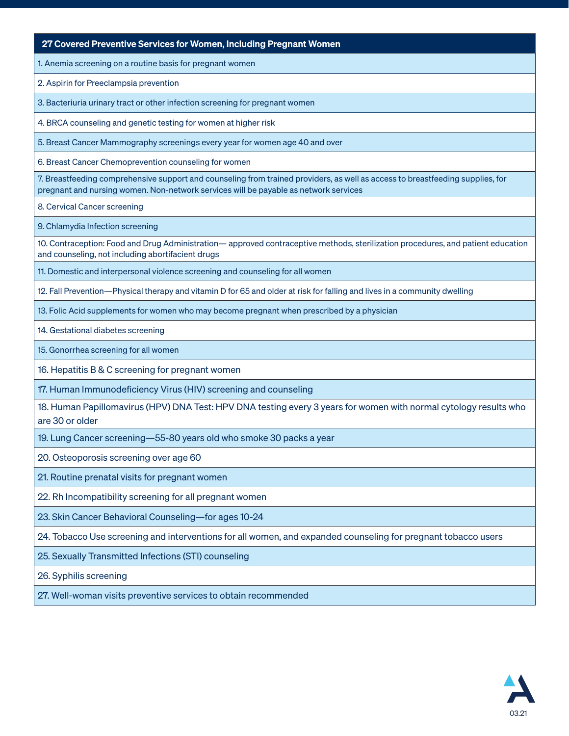| 27 Covered Preventive Services for Women, Including Pregnant Women |
| --- |
| 1. Anemia screening on a routine basis for pregnant women |
| 2. Aspirin for Preeclampsia prevention |
| 3. Bacteriuria urinary tract or other infection screening for pregnant women |
| 4. BRCA counseling and genetic testing for women at higher risk |
| 5. Breast Cancer Mammography screenings every year for women age 40 and over |
| 6. Breast Cancer Chemoprevention counseling for women |
| 7. Breastfeeding comprehensive support and counseling from trained providers, as well as access to breastfeeding supplies, for pregnant and nursing women. Non-network services will be payable as network services |
| 8. Cervical Cancer screening |
| 9. Chlamydia Infection screening |
| 10. Contraception: Food and Drug Administration— approved contraceptive methods, sterilization procedures, and patient education and counseling, not including abortifacient drugs |
| 11. Domestic and interpersonal violence screening and counseling for all women |
| 12. Fall Prevention—Physical therapy and vitamin D for 65 and older at risk for falling and lives in a community dwelling |
| 13. Folic Acid supplements for women who may become pregnant when prescribed by a physician |
| 14. Gestational diabetes screening |
| 15. Gonorrhea screening for all women |
| 16. Hepatitis B & C screening for pregnant women |
| 17. Human Immunodeficiency Virus (HIV) screening and counseling |
| 18. Human Papillomavirus (HPV) DNA Test: HPV DNA testing every 3 years for women with normal cytology results who are 30 or older |
| 19. Lung Cancer screening—55-80 years old who smoke 30 packs a year |
| 20. Osteoporosis screening over age 60 |
| 21. Routine prenatal visits for pregnant women |
| 22. Rh Incompatibility screening for all pregnant women |
| 23. Skin Cancer Behavioral Counseling—for ages 10-24 |
| 24. Tobacco Use screening and interventions for all women, and expanded counseling for pregnant tobacco users |
| 25. Sexually Transmitted Infections (STI) counseling |
| 26. Syphilis screening |
| 27. Well-woman visits preventive services to obtain recommended |

03.21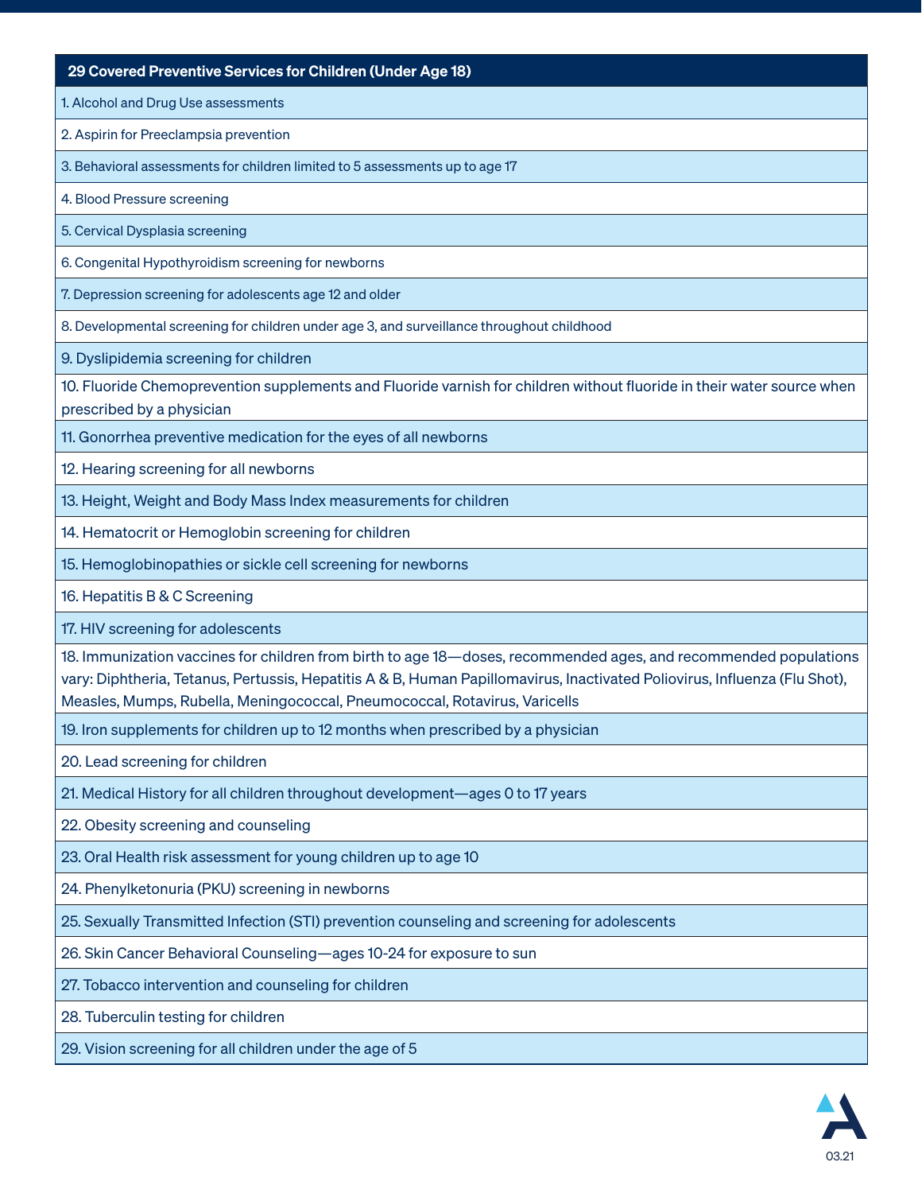| 29 Covered Preventive Services for Children (Under Age 18) |
|---|
| 1. Alcohol and Drug Use assessments |
| 2. Aspirin for Preeclampsia prevention |
| 3. Behavioral assessments for children limited to 5 assessments up to age 17 |
| 4. Blood Pressure screening |
| 5. Cervical Dysplasia screening |
| 6. Congenital Hypothyroidism screening for newborns |
| 7. Depression screening for adolescents age 12 and older |
| 8. Developmental screening for children under age 3, and surveillance throughout childhood |
| 9. Dyslipidemia screening for children |
| 10. Fluoride Chemoprevention supplements and Fluoride varnish for children without fluoride in their water source when prescribed by a physician |
| 11. Gonorrhea preventive medication for the eyes of all newborns |
| 12. Hearing screening for all newborns |
| 13. Height, Weight and Body Mass Index measurements for children |
| 14. Hematocrit or Hemoglobin screening for children |
| 15. Hemoglobinopathies or sickle cell screening for newborns |
| 16. Hepatitis B & C Screening |
| 17. HIV screening for adolescents |
| 18. Immunization vaccines for children from birth to age 18—doses, recommended ages, and recommended populations vary: Diphtheria, Tetanus, Pertussis, Hepatitis A & B, Human Papillomavirus, Inactivated Poliovirus, Influenza (Flu Shot), Measles, Mumps, Rubella, Meningococcal, Pneumococcal, Rotavirus, Varicells |
| 19. Iron supplements for children up to 12 months when prescribed by a physician |
| 20. Lead screening for children |
| 21. Medical History for all children throughout development—ages 0 to 17 years |
| 22. Obesity screening and counseling |
| 23. Oral Health risk assessment for young children up to age 10 |
| 24. Phenylketonuria (PKU) screening in newborns |
| 25. Sexually Transmitted Infection (STI) prevention counseling and screening for adolescents |
| 26. Skin Cancer Behavioral Counseling—ages 10-24 for exposure to sun |
| 27. Tobacco intervention and counseling for children |
| 28. Tuberculin testing for children |
| 29. Vision screening for all children under the age of 5 |

03.21